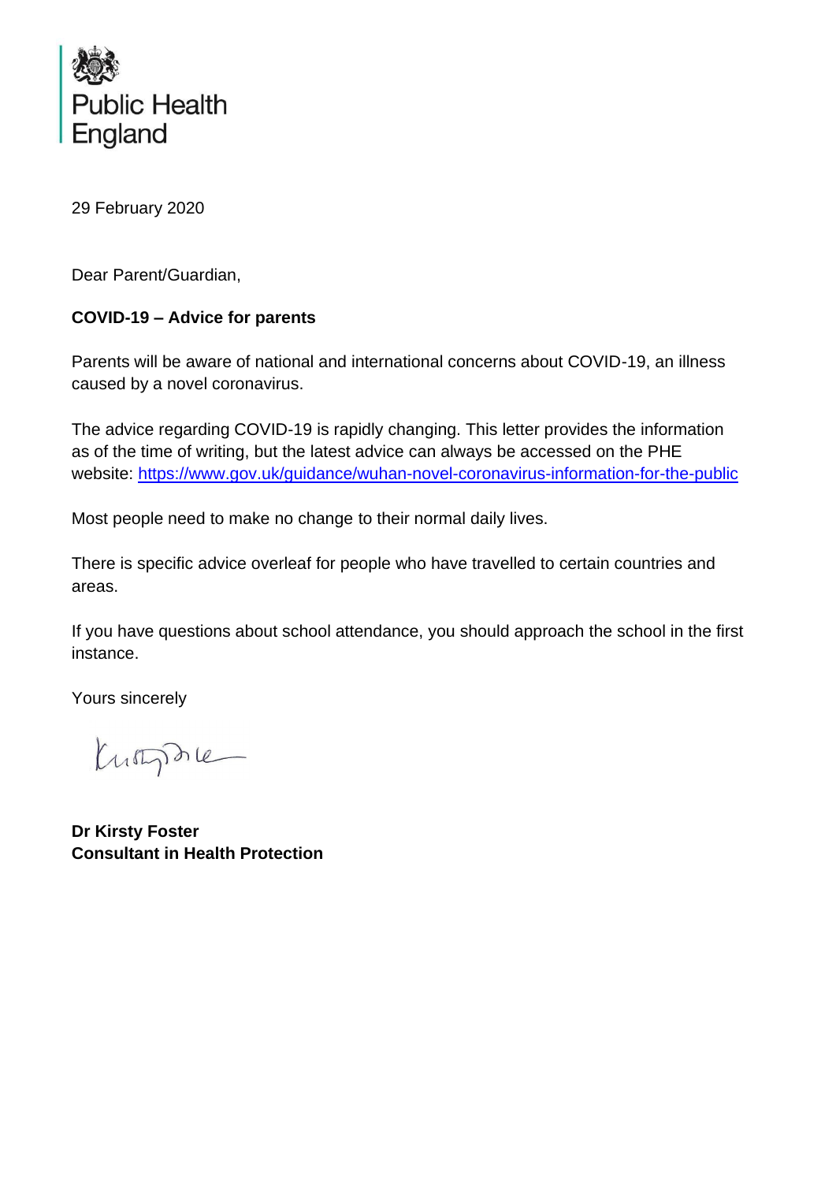Public Health England

29 February 2020

Dear Parent/Guardian,

**COVID-19 – Advice for parents**

Parents will be aware of national and international concerns about COVID-19, an illness caused by a novel coronavirus.

The advice regarding COVID-19 is rapidly changing. This letter provides the information as of the time of writing, but the latest advice can always be accessed on the PHE website: https://www.gov.uk/guidance/wuhan-novel-coronavirus-information-for-the-public

Most people need to make no change to their normal daily lives.

There is specific advice overleaf for people who have travelled to certain countries and areas.

If you have questions about school attendance, you should approach the school in the first instance.

Yours sincerely

**Dr Kirsty Foster**
**Consultant in Health Protection**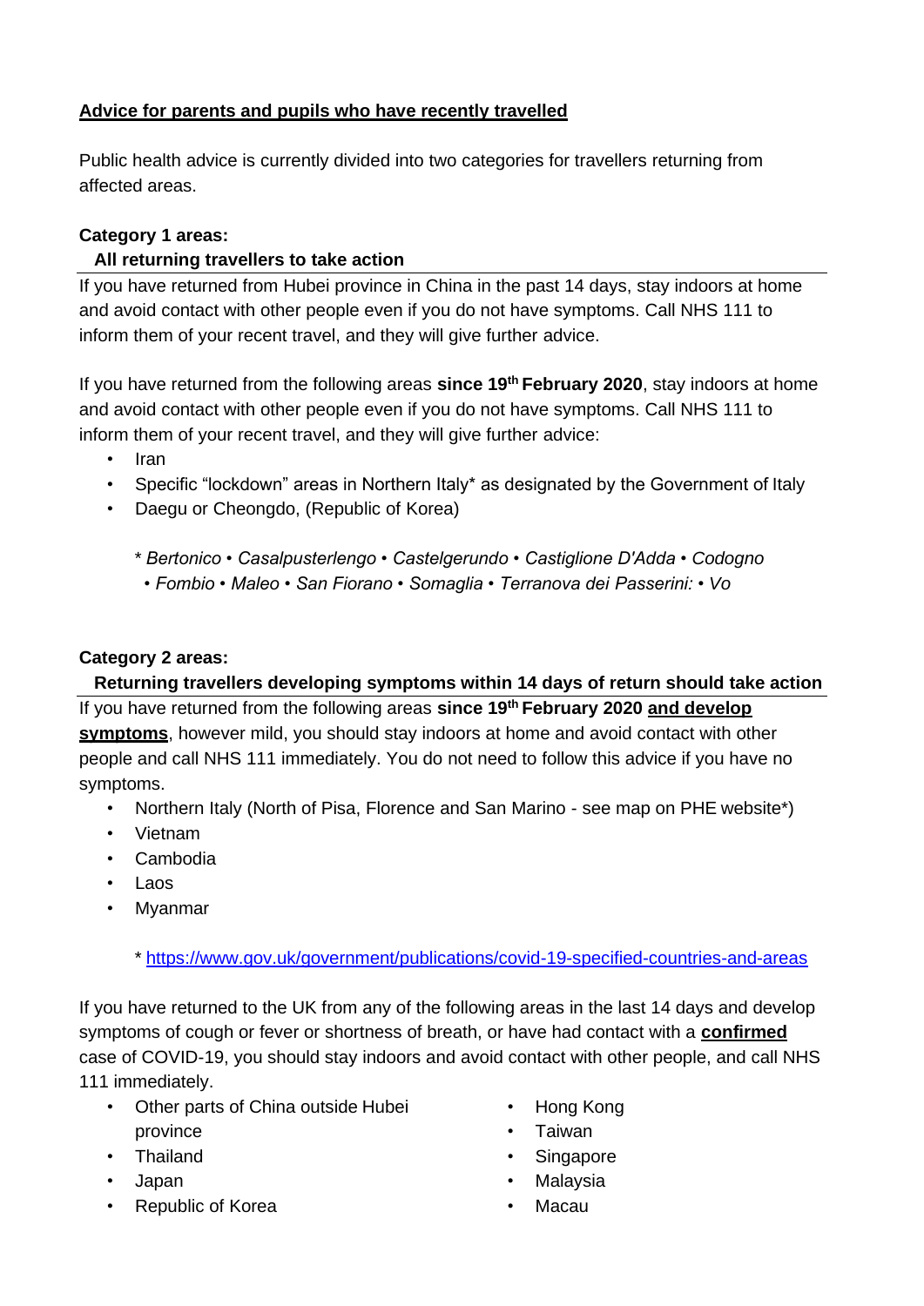**Advice for parents and pupils who have recently travelled**

Public health advice is currently divided into two categories for travellers returning from affected areas.

**Category 1 areas:**

**All returning travellers to take action**

If you have returned from Hubei province in China in the past 14 days, stay indoors at home and avoid contact with other people even if you do not have symptoms. Call NHS 111 to inform them of your recent travel, and they will give further advice.

If you have returned from the following areas **since 19th February 2020**, stay indoors at home and avoid contact with other people even if you do not have symptoms. Call NHS 111 to inform them of your recent travel, and they will give further advice:

- Iran
- Specific "lockdown" areas in Northern Italy* as designated by the Government of Italy
- Daegu or Cheongdo, (Republic of Korea)

\* *Bertonico • Casalpusterlengo • Castelgerundo • Castiglione D'Adda • Codogno • Fombio • Maleo • San Fiorano • Somaglia • Terranova dei Passerini: • Vo*

**Category 2 areas:**

**Returning travellers developing symptoms within 14 days of return should take action**

If you have returned from the following areas **since 19th February 2020 and develop symptoms**, however mild, you should stay indoors at home and avoid contact with other people and call NHS 111 immediately. You do not need to follow this advice if you have no symptoms.

- Northern Italy (North of Pisa, Florence and San Marino - see map on PHE website*)
- Vietnam
- Cambodia
- Laos
- Myanmar

\* https://www.gov.uk/government/publications/covid-19-specified-countries-and-areas

If you have returned to the UK from any of the following areas in the last 14 days and develop symptoms of cough or fever or shortness of breath, or have had contact with a **confirmed** case of COVID-19, you should stay indoors and avoid contact with other people, and call NHS 111 immediately.

- Other parts of China outside Hubei province
- Thailand
- Japan
- Republic of Korea
- Hong Kong
- Taiwan
- Singapore
- Malaysia
- Macau